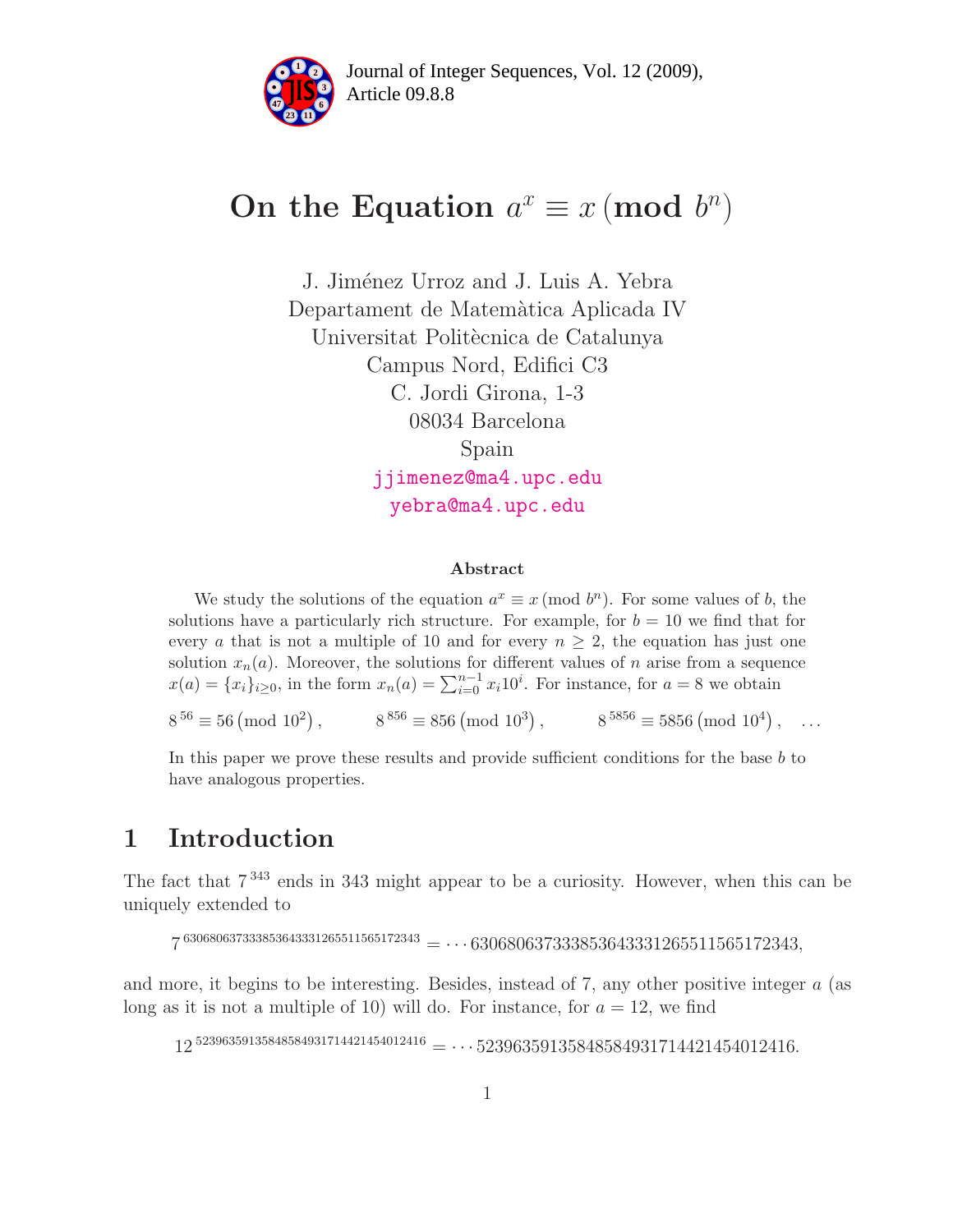# On the Equation $a^x \equiv x \pmod{b^n}$

J. Jiménez Urroz and J. Luis A. Yebra  
Departament de Matemàtica Aplicada IV  
Universitat Politècnica de Catalunya  
Campus Nord, Edifici C3  
C. Jordi Girona, 1-3  
08034 Barcelona  
Spain  
jjimenez@ma4.upc.edu  
yebra@ma4.upc.edu

### Abstract

We study the solutions of the equation $a^x \equiv x \pmod{b^n}$. For some values of $b$, the solutions have a particularly rich structure. For example, for $b = 10$ we find that for every $a$ that is not a multiple of 10 and for every $n \geq 2$, the equation has just one solution $x_n(a)$. Moreover, the solutions for different values of $n$ arise from a sequence $x(a) = \{x_i\}_{i \geq 0}$, in the form $x_n(a) = \sum_{i=0}^{n-1} x_i 10^i$. For instance, for $a = 8$ we obtain

$$8^{56} \equiv 56 \pmod{10^2}, \qquad 8^{856} \equiv 856 \pmod{10^3}, \qquad 8^{5856} \equiv 5856 \pmod{10^4}, \quad \ldots$$

In this paper we prove these results and provide sufficient conditions for the base $b$ to have analogous properties.

## 1 Introduction

The fact that $7^{343}$ ends in 343 might appear to be a curiosity. However, when this can be uniquely extended to

$$7^{630680637333853643331265511565172343} = \cdots 630680637333853643331265511565172343,$$

and more, it begins to be interesting. Besides, instead of 7, any other positive integer $a$ (as long as it is not a multiple of 10) will do. For instance, for $a = 12$, we find

$$12^{523963591358485849317144214540124 16} = \cdots 52396359135848584931714421454012416.$$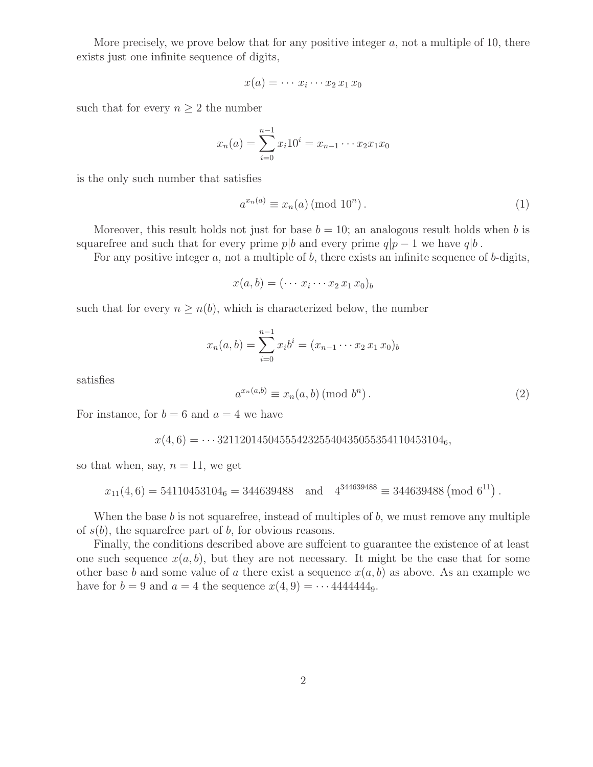More precisely, we prove below that for any positive integer $a$, not a multiple of 10, there exists just one infinite sequence of digits,

$$x(a) = \cdots\, x_i \cdots x_2\, x_1\, x_0$$

such that for every $n \geq 2$ the number

$$x_n(a) = \sum_{i=0}^{n-1} x_i 10^i = x_{n-1} \cdots x_2 x_1 x_0$$

is the only such number that satisfies

$$a^{x_n(a)} \equiv x_n(a) \,(\mathrm{mod}\ 10^n)\,. \tag{1}$$

Moreover, this result holds not just for base $b = 10$; an analogous result holds when $b$ is squarefree and such that for every prime $p|b$ and every prime $q|p-1$ we have $q|b$.

For any positive integer $a$, not a multiple of $b$, there exists an infinite sequence of $b$-digits,

$$x(a, b) = (\cdots\, x_i \cdots x_2\, x_1\, x_0)_b$$

such that for every $n \geq n(b)$, which is characterized below, the number

$$x_n(a, b) = \sum_{i=0}^{n-1} x_i b^i = (x_{n-1} \cdots x_2\, x_1\, x_0)_b$$

satisfies

$$a^{x_n(a,b)} \equiv x_n(a, b) \,(\mathrm{mod}\ b^n)\,. \tag{2}$$

For instance, for $b = 6$ and $a = 4$ we have

$$x(4, 6) = \cdots 32112014504555423255404350553541104531 04_6,$$

so that when, say, $n = 11$, we get

$$x_{11}(4, 6) = 54110453104_6 = 344639488 \quad \text{and} \quad 4^{344639488} \equiv 344639488 \left(\mathrm{mod}\ 6^{11}\right).$$

When the base $b$ is not squarefree, instead of multiples of $b$, we must remove any multiple of $s(b)$, the squarefree part of $b$, for obvious reasons.

Finally, the conditions described above are suffcient to guarantee the existence of at least one such sequence $x(a, b)$, but they are not necessary. It might be the case that for some other base $b$ and some value of $a$ there exist a sequence $x(a, b)$ as above. As an example we have for $b = 9$ and $a = 4$ the sequence $x(4, 9) = \cdots 4444444_9$.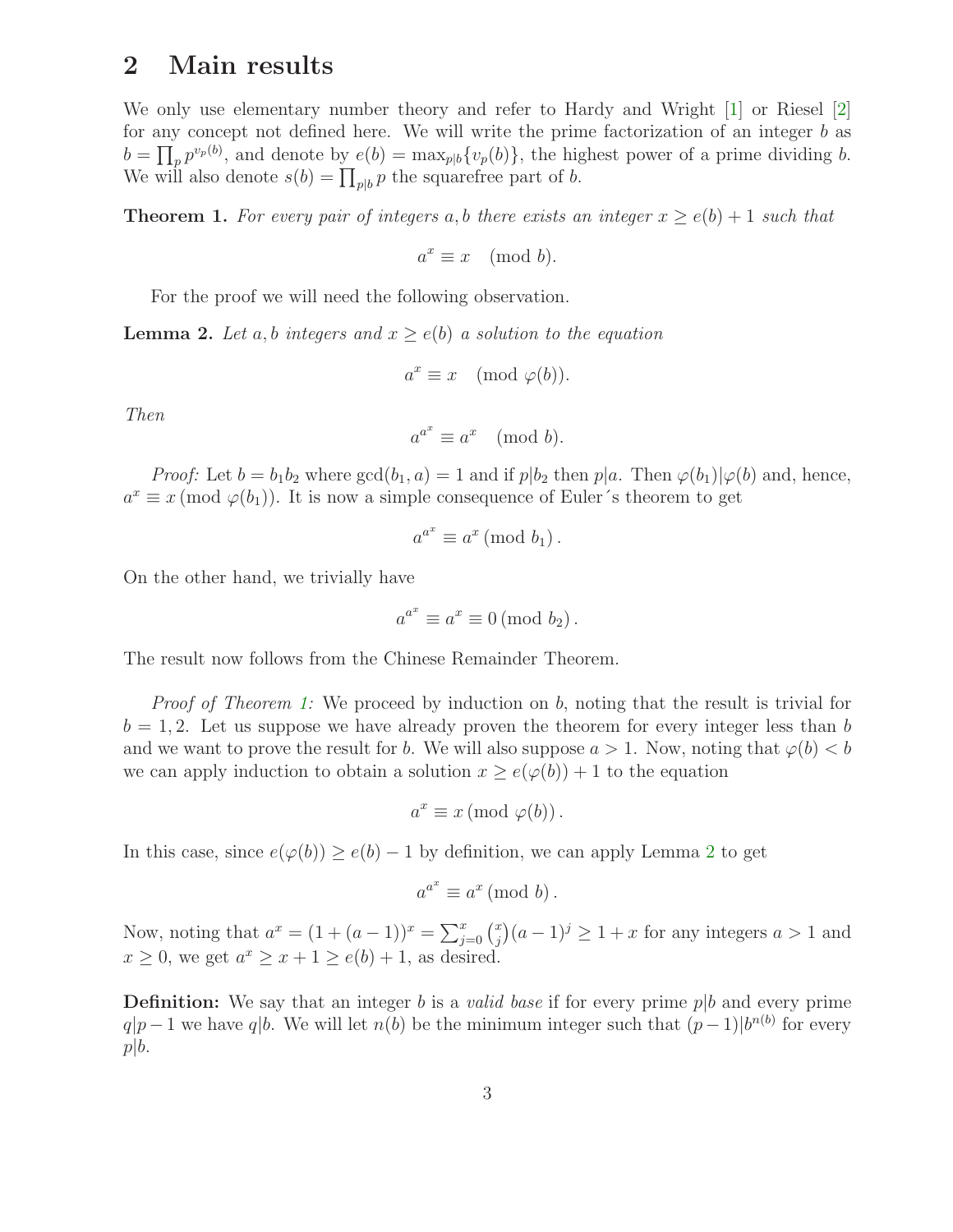## 2 Main results

We only use elementary number theory and refer to Hardy and Wright [1] or Riesel [2] for any concept not defined here. We will write the prime factorization of an integer $b$ as $b = \prod_p p^{v_p(b)}$, and denote by $e(b) = \max_{p|b}\{v_p(b)\}$, the highest power of a prime dividing $b$. We will also denote $s(b) = \prod_{p|b} p$ the squarefree part of $b$.

**Theorem 1.** *For every pair of integers $a, b$ there exists an integer $x \geq e(b) + 1$ such that*

$$a^x \equiv x \pmod{b}.$$

For the proof we will need the following observation.

**Lemma 2.** *Let $a, b$ integers and $x \geq e(b)$ a solution to the equation*

$$a^x \equiv x \pmod{\varphi(b)}.$$

*Then*

$$a^{a^x} \equiv a^x \pmod{b}.$$

*Proof:* Let $b = b_1 b_2$ where $\gcd(b_1, a) = 1$ and if $p|b_2$ then $p|a$. Then $\varphi(b_1)|\varphi(b)$ and, hence, $a^x \equiv x \pmod{\varphi(b_1)}$. It is now a simple consequence of Euler´s theorem to get

$$a^{a^x} \equiv a^x \pmod{b_1}.$$

On the other hand, we trivially have

$$a^{a^x} \equiv a^x \equiv 0 \pmod{b_2}.$$

The result now follows from the Chinese Remainder Theorem.

*Proof of Theorem 1:* We proceed by induction on $b$, noting that the result is trivial for $b = 1, 2$. Let us suppose we have already proven the theorem for every integer less than $b$ and we want to prove the result for $b$. We will also suppose $a > 1$. Now, noting that $\varphi(b) < b$ we can apply induction to obtain a solution $x \geq e(\varphi(b)) + 1$ to the equation

$$a^x \equiv x \pmod{\varphi(b)}.$$

In this case, since $e(\varphi(b)) \geq e(b) - 1$ by definition, we can apply Lemma 2 to get

$$a^{a^x} \equiv a^x \pmod{b}.$$

Now, noting that $a^x = (1 + (a-1))^x = \sum_{j=0}^{x} \binom{x}{j}(a-1)^j \geq 1 + x$ for any integers $a > 1$ and $x \geq 0$, we get $a^x \geq x + 1 \geq e(b) + 1$, as desired.

**Definition:** We say that an integer $b$ is a *valid base* if for every prime $p|b$ and every prime $q|p-1$ we have $q|b$. We will let $n(b)$ be the minimum integer such that $(p-1)|b^{n(b)}$ for every $p|b$.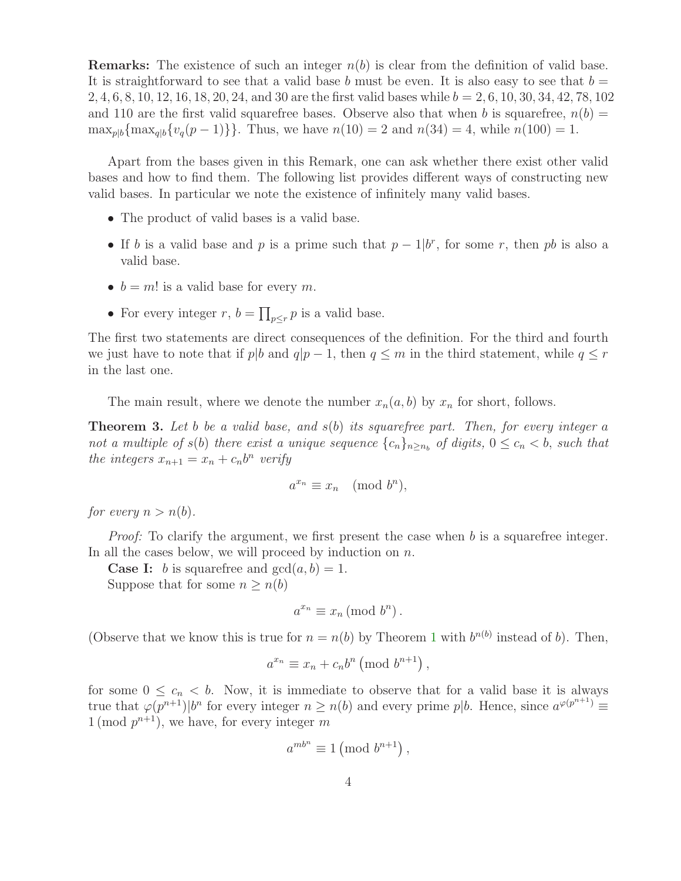**Remarks:** The existence of such an integer $n(b)$ is clear from the definition of valid base. It is straightforward to see that a valid base $b$ must be even. It is also easy to see that $b = 2, 4, 6, 8, 10, 12, 16, 18, 20, 24$, and $30$ are the first valid bases while $b = 2, 6, 10, 30, 34, 42, 78, 102$ and $110$ are the first valid squarefree bases. Observe also that when $b$ is squarefree, $n(b) = \max_{p|b}\{\max_{q|b}\{v_q(p-1)\}\}$. Thus, we have $n(10) = 2$ and $n(34) = 4$, while $n(100) = 1$.

Apart from the bases given in this Remark, one can ask whether there exist other valid bases and how to find them. The following list provides different ways of constructing new valid bases. In particular we note the existence of infinitely many valid bases.

- The product of valid bases is a valid base.
- If $b$ is a valid base and $p$ is a prime such that $p - 1 | b^r$, for some $r$, then $pb$ is also a valid base.
- $b = m!$ is a valid base for every $m$.
- For every integer $r$, $b = \prod_{p \le r} p$ is a valid base.

The first two statements are direct consequences of the definition. For the third and fourth we just have to note that if $p|b$ and $q|p-1$, then $q \le m$ in the third statement, while $q \le r$ in the last one.

The main result, where we denote the number $x_n(a, b)$ by $x_n$ for short, follows.

**Theorem 3.** *Let $b$ be a valid base, and $s(b)$ its squarefree part. Then, for every integer $a$ not a multiple of $s(b)$ there exist a unique sequence $\{c_n\}_{n \ge n_b}$ of digits, $0 \le c_n < b$, such that the integers $x_{n+1} = x_n + c_n b^n$ verify*

$$a^{x_n} \equiv x_n \pmod{b^n},$$

*for every $n > n(b)$.*

*Proof:* To clarify the argument, we first present the case when $b$ is a squarefree integer. In all the cases below, we will proceed by induction on $n$.

**Case I:** $b$ is squarefree and $\gcd(a, b) = 1$.

Suppose that for some $n \ge n(b)$

$$a^{x_n} \equiv x_n \pmod{b^n}.$$

(Observe that we know this is true for $n = n(b)$ by Theorem 1 with $b^{n(b)}$ instead of $b$). Then,

$$a^{x_n} \equiv x_n + c_n b^n \left(\bmod\ b^{n+1}\right),$$

for some $0 \le c_n < b$. Now, it is immediate to observe that for a valid base it is always true that $\varphi(p^{n+1}) | b^n$ for every integer $n \ge n(b)$ and every prime $p|b$. Hence, since $a^{\varphi(p^{n+1})} \equiv 1 \pmod{p^{n+1}}$, we have, for every integer $m$

$$a^{mb^n} \equiv 1 \left(\bmod\ b^{n+1}\right),$$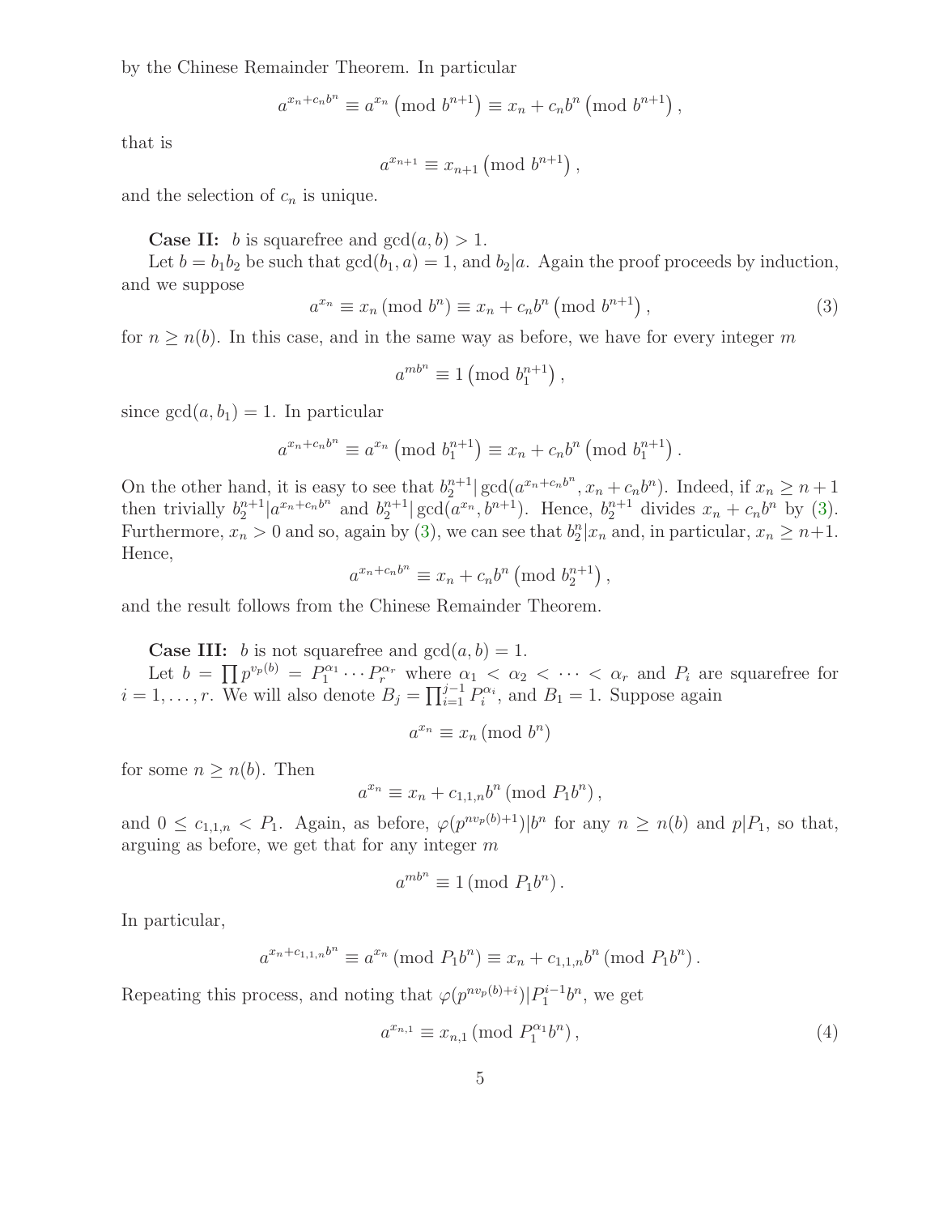by the Chinese Remainder Theorem. In particular

$$a^{x_n+c_nb^n} \equiv a^{x_n} \left(\text{mod } b^{n+1}\right) \equiv x_n + c_nb^n \left(\text{mod } b^{n+1}\right),$$

that is

$$a^{x_{n+1}} \equiv x_{n+1} \left(\text{mod } b^{n+1}\right),$$

and the selection of $c_n$ is unique.

**Case II:** $b$ is squarefree and $\gcd(a,b) > 1$.

Let $b = b_1b_2$ be such that $\gcd(b_1, a) = 1$, and $b_2|a$. Again the proof proceeds by induction, and we suppose

$$a^{x_n} \equiv x_n \, (\text{mod } b^n) \equiv x_n + c_nb^n \left(\text{mod } b^{n+1}\right), \tag{3}$$

for $n \geq n(b)$. In this case, and in the same way as before, we have for every integer $m$

$$a^{mb^n} \equiv 1 \left(\text{mod } b_1^{n+1}\right),$$

since $\gcd(a, b_1) = 1$. In particular

$$a^{x_n+c_nb^n} \equiv a^{x_n} \left(\text{mod } b_1^{n+1}\right) \equiv x_n + c_nb^n \left(\text{mod } b_1^{n+1}\right).$$

On the other hand, it is easy to see that $b_2^{n+1}|\gcd(a^{x_n+c_nb^n}, x_n + c_nb^n)$. Indeed, if $x_n \geq n+1$ then trivially $b_2^{n+1}|a^{x_n+c_nb^n}$ and $b_2^{n+1}|\gcd(a^{x_n}, b^{n+1})$. Hence, $b_2^{n+1}$ divides $x_n + c_nb^n$ by (3). Furthermore, $x_n > 0$ and so, again by (3), we can see that $b_2^n|x_n$ and, in particular, $x_n \geq n+1$. Hence,

$$a^{x_n+c_nb^n} \equiv x_n + c_nb^n \left(\text{mod } b_2^{n+1}\right),$$

and the result follows from the Chinese Remainder Theorem.

**Case III:** $b$ is not squarefree and $\gcd(a,b) = 1$.

Let $b = \prod p^{v_p(b)} = P_1^{\alpha_1} \cdots P_r^{\alpha_r}$ where $\alpha_1 < \alpha_2 < \cdots < \alpha_r$ and $P_i$ are squarefree for $i = 1, \ldots, r$. We will also denote $B_j = \prod_{i=1}^{j-1} P_i^{\alpha_i}$, and $B_1 = 1$. Suppose again

$$a^{x_n} \equiv x_n \, (\text{mod } b^n)$$

for some $n \geq n(b)$. Then

$$a^{x_n} \equiv x_n + c_{1,1,n}b^n \, (\text{mod } P_1b^n),$$

and $0 \leq c_{1,1,n} < P_1$. Again, as before, $\varphi(p^{nv_p(b)+1})|b^n$ for any $n \geq n(b)$ and $p|P_1$, so that, arguing as before, we get that for any integer $m$

$$a^{mb^n} \equiv 1 \, (\text{mod } P_1b^n).$$

In particular,

$$a^{x_n+c_{1,1,n}b^n} \equiv a^{x_n} \, (\text{mod } P_1b^n) \equiv x_n + c_{1,1,n}b^n \, (\text{mod } P_1b^n).$$

Repeating this process, and noting that $\varphi(p^{nv_p(b)+i})|P_1^{i-1}b^n$, we get

$$a^{x_{n,1}} \equiv x_{n,1} \, (\text{mod } P_1^{\alpha_1}b^n), \tag{4}$$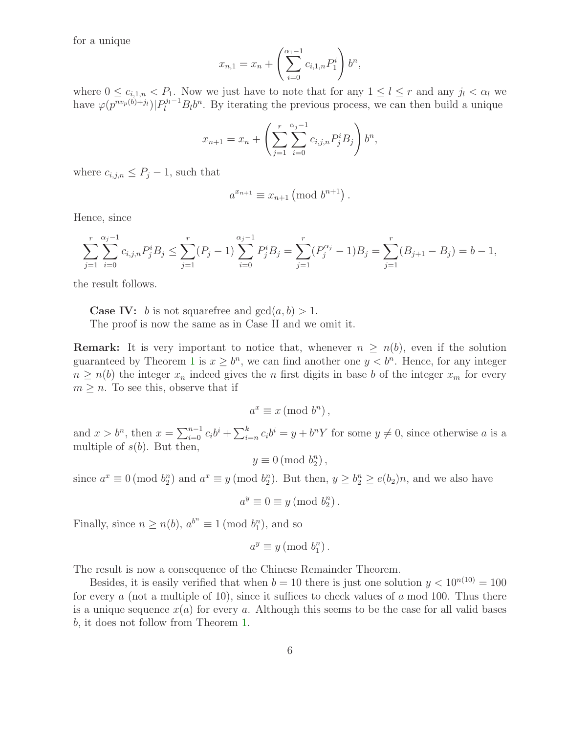for a unique

$$x_{n,1} = x_n + \left( \sum_{i=0}^{\alpha_1 - 1} c_{i,1,n} P_1^i \right) b^n,$$

where $0 \leq c_{i,1,n} < P_1$. Now we just have to note that for any $1 \leq l \leq r$ and any $j_l < \alpha_l$ we have $\varphi(p^{nv_p(b)+j_l}) | P_l^{j_l - 1} B_l b^n$. By iterating the previous process, we can then build a unique

$$x_{n+1} = x_n + \left( \sum_{j=1}^{r} \sum_{i=0}^{\alpha_j - 1} c_{i,j,n} P_j^i B_j \right) b^n,$$

where $c_{i,j,n} \leq P_j - 1$, such that

$$a^{x_{n+1}} \equiv x_{n+1} \left( \bmod \ b^{n+1} \right).$$

Hence, since

$$\sum_{j=1}^{r} \sum_{i=0}^{\alpha_j - 1} c_{i,j,n} P_j^i B_j \leq \sum_{j=1}^{r} (P_j - 1) \sum_{i=0}^{\alpha_j - 1} P_j^i B_j = \sum_{j=1}^{r} (P_j^{\alpha_j} - 1) B_j = \sum_{j=1}^{r} (B_{j+1} - B_j) = b - 1,$$

the result follows.

**Case IV:** $b$ is not squarefree and $\gcd(a, b) > 1$.
The proof is now the same as in Case II and we omit it.

**Remark:** It is very important to notice that, whenever $n \geq n(b)$, even if the solution guaranteed by Theorem 1 is $x \geq b^n$, we can find another one $y < b^n$. Hence, for any integer $n \geq n(b)$ the integer $x_n$ indeed gives the $n$ first digits in base $b$ of the integer $x_m$ for every $m \geq n$. To see this, observe that if

$$a^x \equiv x \left( \bmod \ b^n \right),$$

and $x > b^n$, then $x = \sum_{i=0}^{n-1} c_i b^i + \sum_{i=n}^{k} c_i b^i = y + b^n Y$ for some $y \neq 0$, since otherwise $a$ is a multiple of $s(b)$. But then,

$$y \equiv 0 \left( \bmod \ b_2^n \right),$$

since $a^x \equiv 0 \left( \bmod \ b_2^n \right)$ and $a^x \equiv y \left( \bmod \ b_2^n \right)$. But then, $y \geq b_2^n \geq e(b_2) n$, and we also have

$$a^y \equiv 0 \equiv y \left( \bmod \ b_2^n \right).$$

Finally, since $n \geq n(b)$, $a^{b^n} \equiv 1 \left( \bmod \ b_1^n \right)$, and so

$$a^y \equiv y \left( \bmod \ b_1^n \right).$$

The result is now a consequence of the Chinese Remainder Theorem.

Besides, it is easily verified that when $b = 10$ there is just one solution $y < 10^{n(10)} = 100$ for every $a$ (not a multiple of 10), since it suffices to check values of $a$ mod 100. Thus there is a unique sequence $x(a)$ for every $a$. Although this seems to be the case for all valid bases $b$, it does not follow from Theorem 1.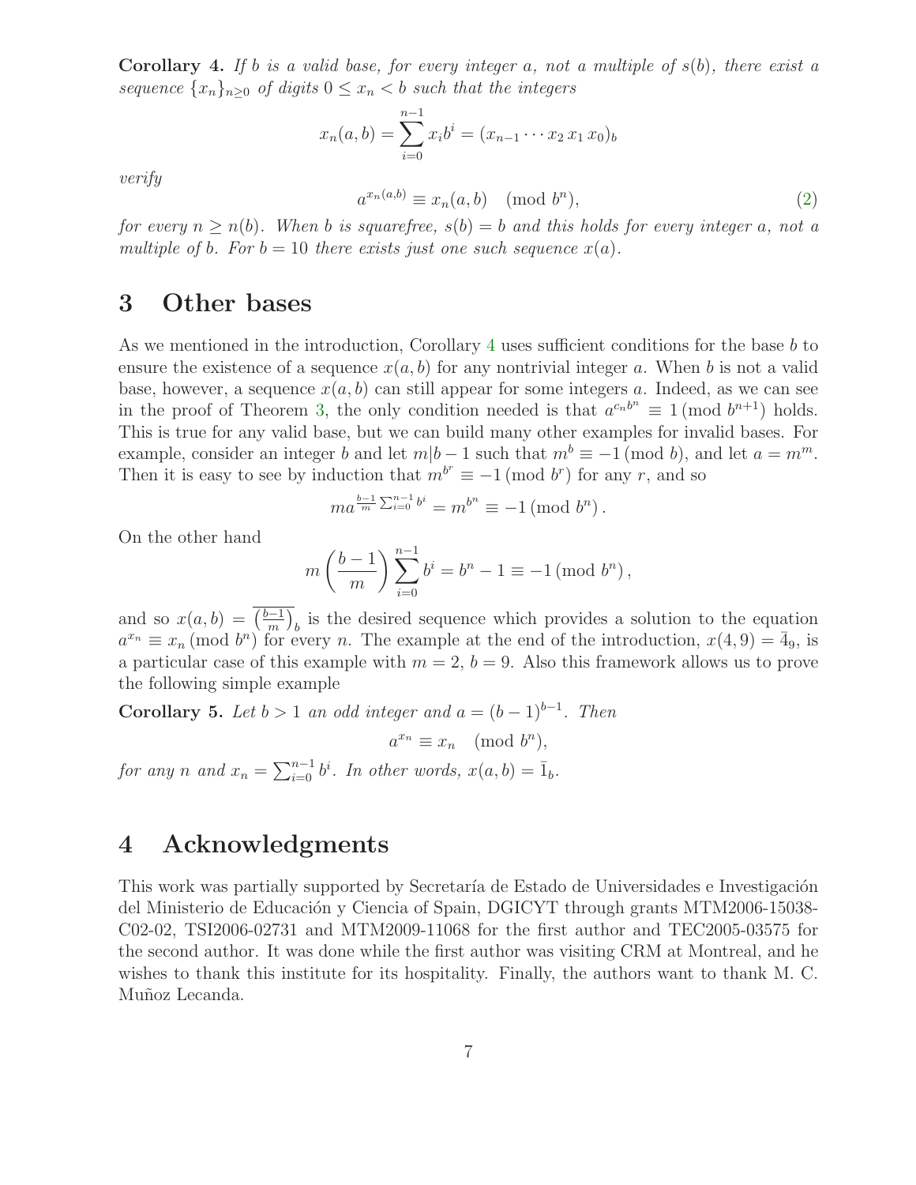**Corollary 4.** *If $b$ is a valid base, for every integer $a$, not a multiple of $s(b)$, there exist a sequence $\{x_n\}_{n\geq 0}$ of digits $0 \leq x_n < b$ such that the integers*

$$x_n(a,b) = \sum_{i=0}^{n-1} x_i b^i = (x_{n-1} \cdots x_2\, x_1\, x_0)_b$$

*verify*

$$a^{x_n(a,b)} \equiv x_n(a,b) \pmod{b^n}, \tag{2}$$

*for every $n \geq n(b)$. When $b$ is squarefree, $s(b) = b$ and this holds for every integer $a$, not a multiple of $b$. For $b = 10$ there exists just one such sequence $x(a)$.*

# 3 Other bases

As we mentioned in the introduction, Corollary 4 uses sufficient conditions for the base $b$ to ensure the existence of a sequence $x(a,b)$ for any nontrivial integer $a$. When $b$ is not a valid base, however, a sequence $x(a,b)$ can still appear for some integers $a$. Indeed, as we can see in the proof of Theorem 3, the only condition needed is that $a^{c_n b^n} \equiv 1 \,(\text{mod } b^{n+1})$ holds. This is true for any valid base, but we can build many other examples for invalid bases. For example, consider an integer $b$ and let $m|b-1$ such that $m^b \equiv -1 \,(\text{mod } b)$, and let $a = m^m$. Then it is easy to see by induction that $m^{b^r} \equiv -1 \,(\text{mod } b^r)$ for any $r$, and so

$$ma^{\frac{b-1}{m}\sum_{i=0}^{n-1} b^i} = m^{b^n} \equiv -1 \,(\text{mod } b^n)\,.$$

On the other hand

$$m\left(\frac{b-1}{m}\right)\sum_{i=0}^{n-1} b^i = b^n - 1 \equiv -1 \,(\text{mod } b^n)\,,$$

and so $x(a,b) = \overline{\left(\frac{b-1}{m}\right)}_b$ is the desired sequence which provides a solution to the equation $a^{x_n} \equiv x_n \,(\text{mod } b^n)$ for every $n$. The example at the end of the introduction, $x(4,9) = \bar{4}_9$, is a particular case of this example with $m = 2$, $b = 9$. Also this framework allows us to prove the following simple example

**Corollary 5.** *Let $b > 1$ an odd integer and $a = (b-1)^{b-1}$. Then*

$$a^{x_n} \equiv x_n \pmod{b^n},$$

*for any $n$ and $x_n = \sum_{i=0}^{n-1} b^i$. In other words, $x(a,b) = \bar{1}_b$.*

# 4 Acknowledgments

This work was partially supported by Secretaría de Estado de Universidades e Investigación del Ministerio de Educación y Ciencia of Spain, DGICYT through grants MTM2006-15038-C02-02, TSI2006-02731 and MTM2009-11068 for the first author and TEC2005-03575 for the second author. It was done while the first author was visiting CRM at Montreal, and he wishes to thank this institute for its hospitality. Finally, the authors want to thank M. C. Muñoz Lecanda.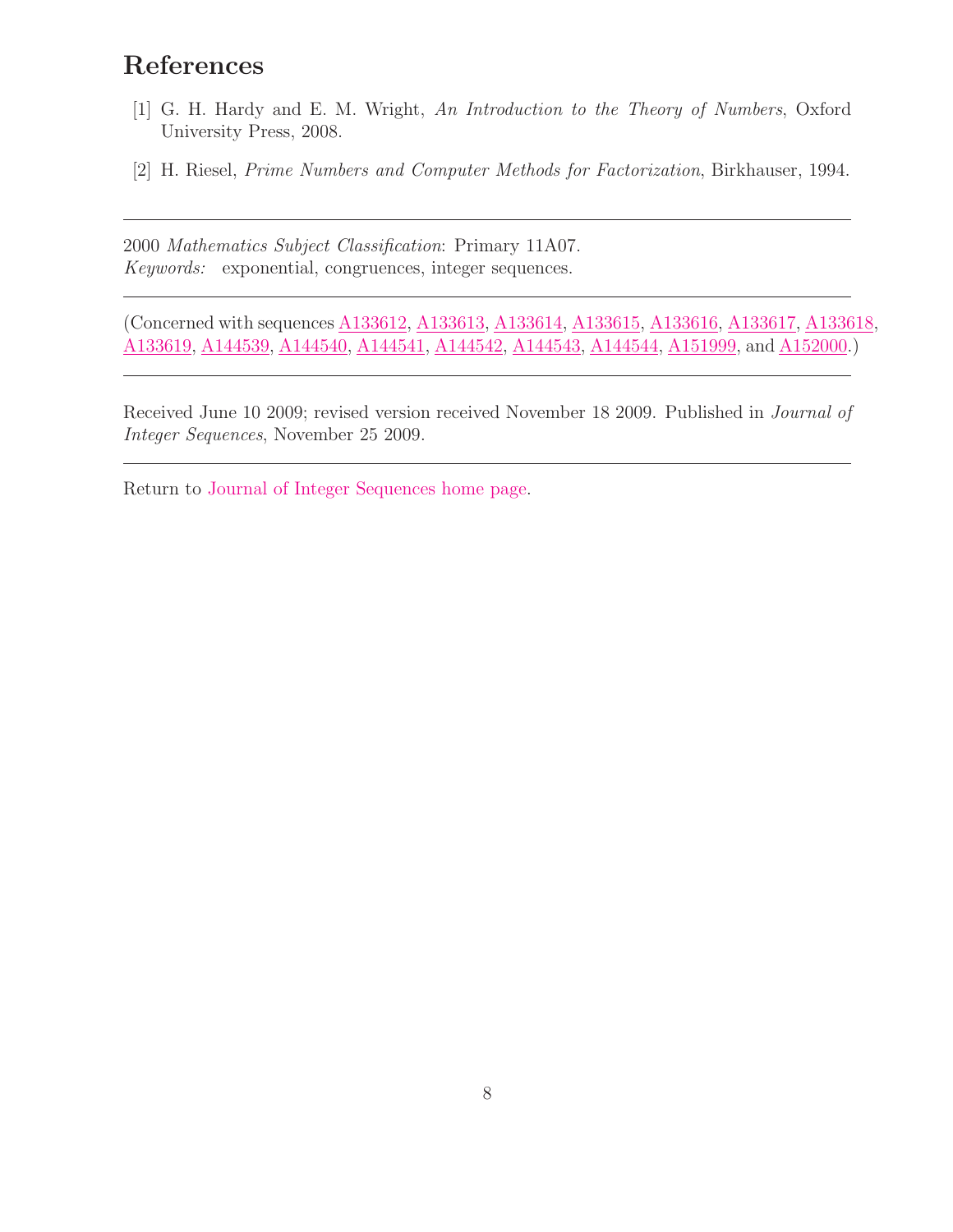## References

[1] G. H. Hardy and E. M. Wright, *An Introduction to the Theory of Numbers*, Oxford University Press, 2008.

[2] H. Riesel, *Prime Numbers and Computer Methods for Factorization*, Birkhauser, 1994.

---

2000 *Mathematics Subject Classification*: Primary 11A07.
*Keywords:* exponential, congruences, integer sequences.

---

(Concerned with sequences A133612, A133613, A133614, A133615, A133616, A133617, A133618, A133619, A144539, A144540, A144541, A144542, A144543, A144544, A151999, and A152000.)

---

Received June 10 2009; revised version received November 18 2009. Published in *Journal of Integer Sequences*, November 25 2009.

---

Return to Journal of Integer Sequences home page.